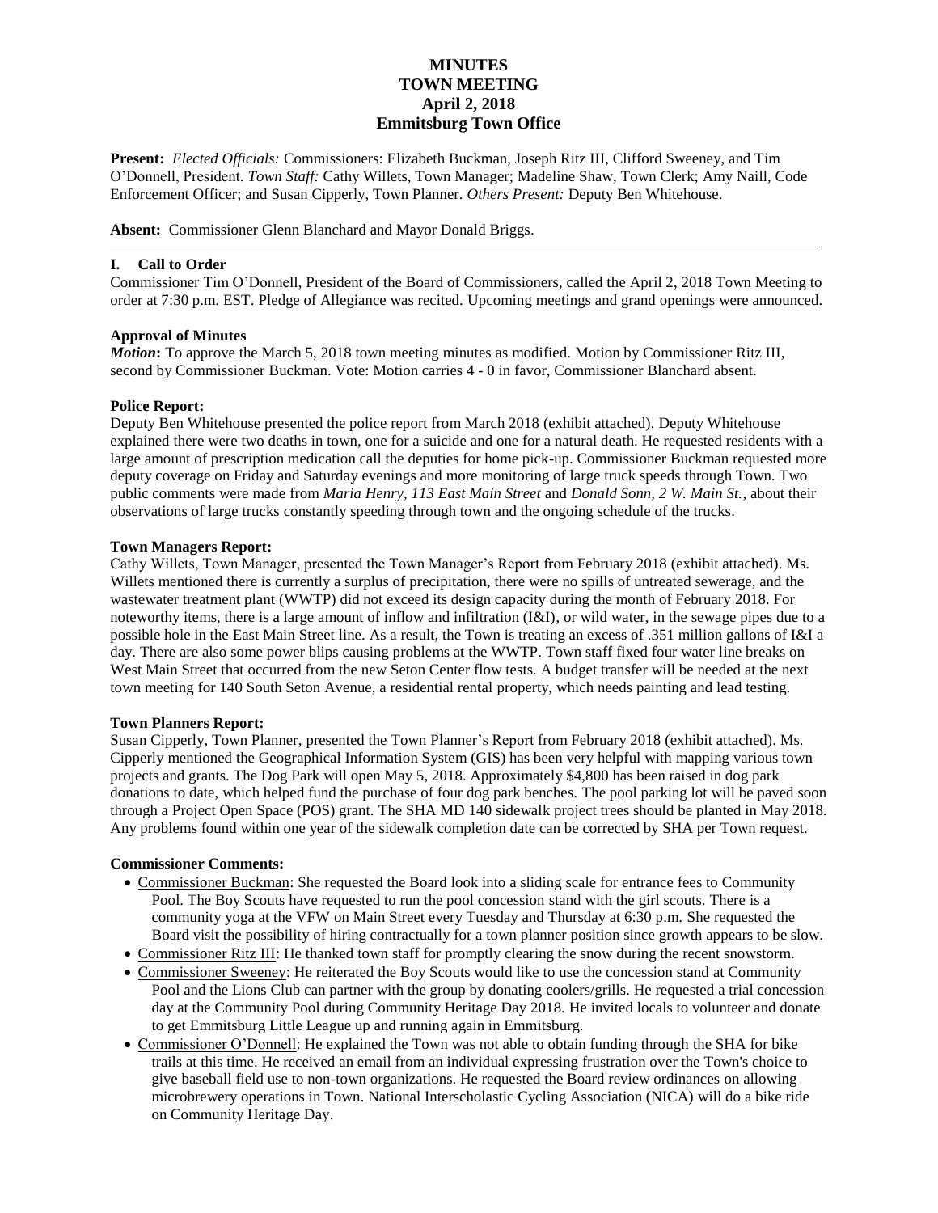# MINUTES
# TOWN MEETING
# April 2, 2018
# Emmitsburg Town Office

**Present:** *Elected Officials:* Commissioners: Elizabeth Buckman, Joseph Ritz III, Clifford Sweeney, and Tim O'Donnell, President. *Town Staff:* Cathy Willets, Town Manager; Madeline Shaw, Town Clerk; Amy Naill, Code Enforcement Officer; and Susan Cipperly, Town Planner. *Others Present:* Deputy Ben Whitehouse.

**Absent:** Commissioner Glenn Blanchard and Mayor Donald Briggs.

---

## I. Call to Order

Commissioner Tim O'Donnell, President of the Board of Commissioners, called the April 2, 2018 Town Meeting to order at 7:30 p.m. EST. Pledge of Allegiance was recited. Upcoming meetings and grand openings were announced.

### Approval of Minutes

***Motion*:** To approve the March 5, 2018 town meeting minutes as modified. Motion by Commissioner Ritz III, second by Commissioner Buckman. Vote: Motion carries 4 - 0 in favor, Commissioner Blanchard absent.

### Police Report:

Deputy Ben Whitehouse presented the police report from March 2018 (exhibit attached). Deputy Whitehouse explained there were two deaths in town, one for a suicide and one for a natural death. He requested residents with a large amount of prescription medication call the deputies for home pick-up. Commissioner Buckman requested more deputy coverage on Friday and Saturday evenings and more monitoring of large truck speeds through Town. Two public comments were made from *Maria Henry, 113 East Main Street* and *Donald Sonn, 2 W. Main St.*, about their observations of large trucks constantly speeding through town and the ongoing schedule of the trucks.

### Town Managers Report:

Cathy Willets, Town Manager, presented the Town Manager's Report from February 2018 (exhibit attached). Ms. Willets mentioned there is currently a surplus of precipitation, there were no spills of untreated sewerage, and the wastewater treatment plant (WWTP) did not exceed its design capacity during the month of February 2018. For noteworthy items, there is a large amount of inflow and infiltration (I&I), or wild water, in the sewage pipes due to a possible hole in the East Main Street line. As a result, the Town is treating an excess of .351 million gallons of I&I a day. There are also some power blips causing problems at the WWTP. Town staff fixed four water line breaks on West Main Street that occurred from the new Seton Center flow tests. A budget transfer will be needed at the next town meeting for 140 South Seton Avenue, a residential rental property, which needs painting and lead testing.

### Town Planners Report:

Susan Cipperly, Town Planner, presented the Town Planner's Report from February 2018 (exhibit attached). Ms. Cipperly mentioned the Geographical Information System (GIS) has been very helpful with mapping various town projects and grants. The Dog Park will open May 5, 2018. Approximately $4,800 has been raised in dog park donations to date, which helped fund the purchase of four dog park benches. The pool parking lot will be paved soon through a Project Open Space (POS) grant. The SHA MD 140 sidewalk project trees should be planted in May 2018. Any problems found within one year of the sidewalk completion date can be corrected by SHA per Town request.

### Commissioner Comments:

- Commissioner Buckman: She requested the Board look into a sliding scale for entrance fees to Community Pool. The Boy Scouts have requested to run the pool concession stand with the girl scouts. There is a community yoga at the VFW on Main Street every Tuesday and Thursday at 6:30 p.m. She requested the Board visit the possibility of hiring contractually for a town planner position since growth appears to be slow.
- Commissioner Ritz III: He thanked town staff for promptly clearing the snow during the recent snowstorm.
- Commissioner Sweeney: He reiterated the Boy Scouts would like to use the concession stand at Community Pool and the Lions Club can partner with the group by donating coolers/grills. He requested a trial concession day at the Community Pool during Community Heritage Day 2018. He invited locals to volunteer and donate to get Emmitsburg Little League up and running again in Emmitsburg.
- Commissioner O'Donnell: He explained the Town was not able to obtain funding through the SHA for bike trails at this time. He received an email from an individual expressing frustration over the Town's choice to give baseball field use to non-town organizations. He requested the Board review ordinances on allowing microbrewery operations in Town. National Interscholastic Cycling Association (NICA) will do a bike ride on Community Heritage Day.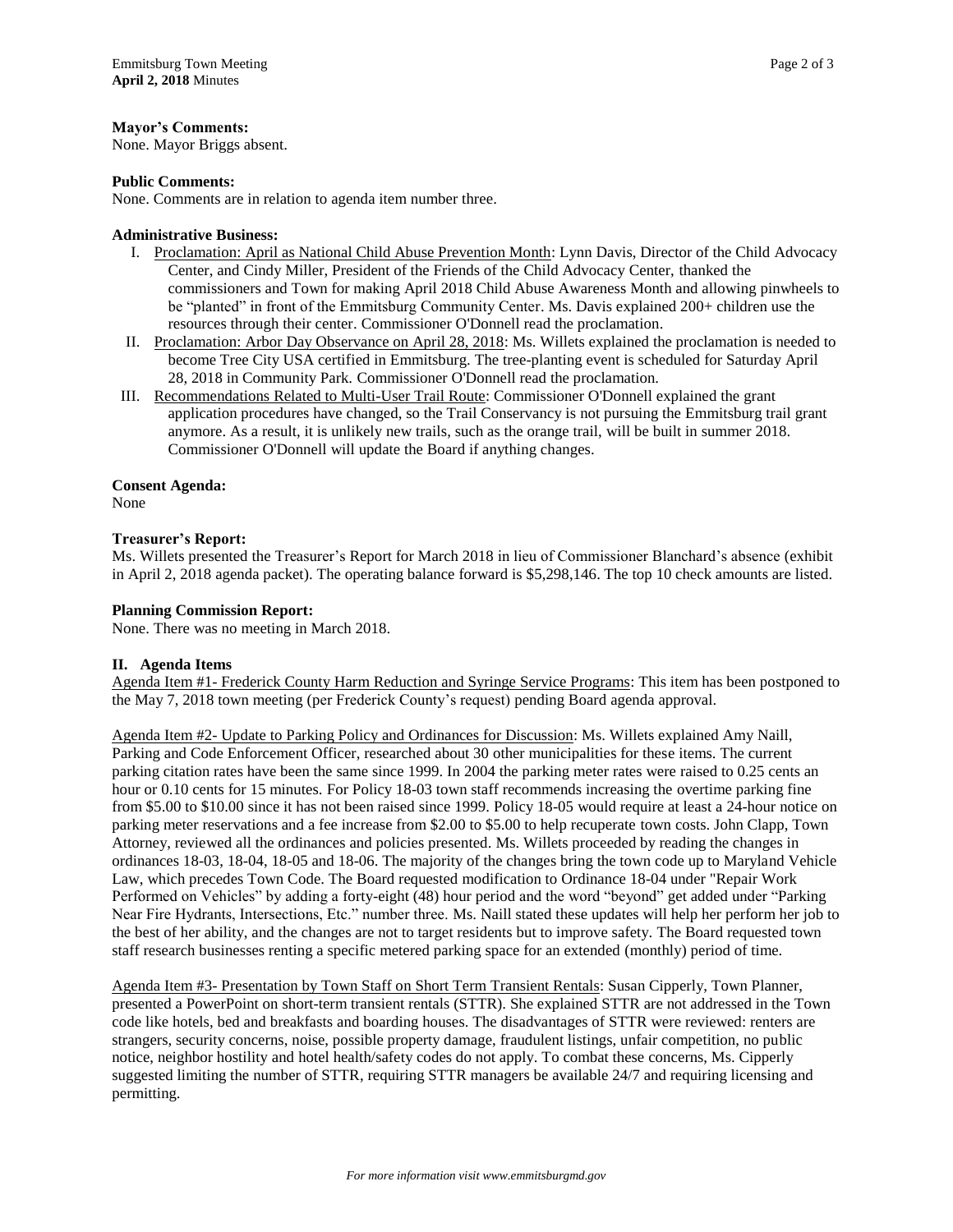**Mayor's Comments:**
None. Mayor Briggs absent.

**Public Comments:**
None. Comments are in relation to agenda item number three.

**Administrative Business:**

I. Proclamation: April as National Child Abuse Prevention Month: Lynn Davis, Director of the Child Advocacy Center, and Cindy Miller, President of the Friends of the Child Advocacy Center, thanked the commissioners and Town for making April 2018 Child Abuse Awareness Month and allowing pinwheels to be "planted" in front of the Emmitsburg Community Center. Ms. Davis explained 200+ children use the resources through their center. Commissioner O'Donnell read the proclamation.

II. Proclamation: Arbor Day Observance on April 28, 2018: Ms. Willets explained the proclamation is needed to become Tree City USA certified in Emmitsburg. The tree-planting event is scheduled for Saturday April 28, 2018 in Community Park. Commissioner O'Donnell read the proclamation.

III. Recommendations Related to Multi-User Trail Route: Commissioner O'Donnell explained the grant application procedures have changed, so the Trail Conservancy is not pursuing the Emmitsburg trail grant anymore. As a result, it is unlikely new trails, such as the orange trail, will be built in summer 2018. Commissioner O'Donnell will update the Board if anything changes.

**Consent Agenda:**
None

**Treasurer's Report:**
Ms. Willets presented the Treasurer's Report for March 2018 in lieu of Commissioner Blanchard's absence (exhibit in April 2, 2018 agenda packet). The operating balance forward is $5,298,146. The top 10 check amounts are listed.

**Planning Commission Report:**
None. There was no meeting in March 2018.

**II. Agenda Items**

Agenda Item #1- Frederick County Harm Reduction and Syringe Service Programs: This item has been postponed to the May 7, 2018 town meeting (per Frederick County's request) pending Board agenda approval.

Agenda Item #2- Update to Parking Policy and Ordinances for Discussion: Ms. Willets explained Amy Naill, Parking and Code Enforcement Officer, researched about 30 other municipalities for these items. The current parking citation rates have been the same since 1999. In 2004 the parking meter rates were raised to 0.25 cents an hour or 0.10 cents for 15 minutes. For Policy 18-03 town staff recommends increasing the overtime parking fine from $5.00 to $10.00 since it has not been raised since 1999. Policy 18-05 would require at least a 24-hour notice on parking meter reservations and a fee increase from $2.00 to $5.00 to help recuperate town costs. John Clapp, Town Attorney, reviewed all the ordinances and policies presented. Ms. Willets proceeded by reading the changes in ordinances 18-03, 18-04, 18-05 and 18-06. The majority of the changes bring the town code up to Maryland Vehicle Law, which precedes Town Code. The Board requested modification to Ordinance 18-04 under "Repair Work Performed on Vehicles" by adding a forty-eight (48) hour period and the word "beyond" get added under "Parking Near Fire Hydrants, Intersections, Etc." number three. Ms. Naill stated these updates will help her perform her job to the best of her ability, and the changes are not to target residents but to improve safety. The Board requested town staff research businesses renting a specific metered parking space for an extended (monthly) period of time.

Agenda Item #3- Presentation by Town Staff on Short Term Transient Rentals: Susan Cipperly, Town Planner, presented a PowerPoint on short-term transient rentals (STTR). She explained STTR are not addressed in the Town code like hotels, bed and breakfasts and boarding houses. The disadvantages of STTR were reviewed: renters are strangers, security concerns, noise, possible property damage, fraudulent listings, unfair competition, no public notice, neighbor hostility and hotel health/safety codes do not apply. To combat these concerns, Ms. Cipperly suggested limiting the number of STTR, requiring STTR managers be available 24/7 and requiring licensing and permitting.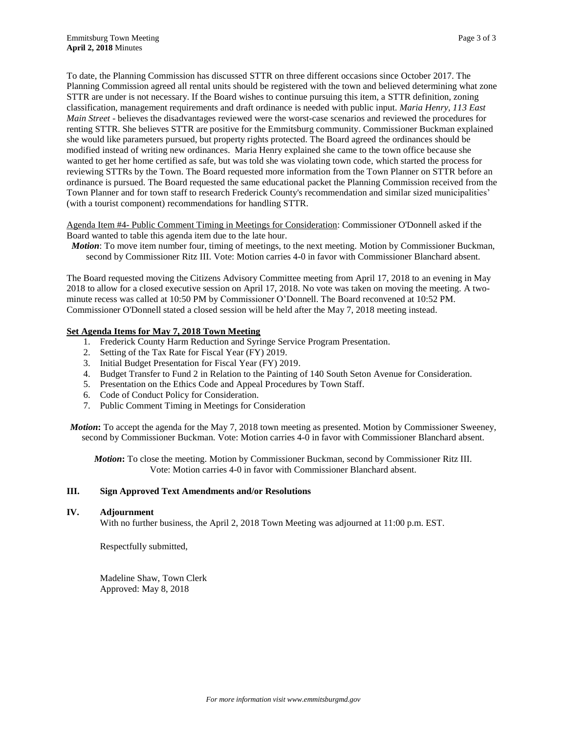To date, the Planning Commission has discussed STTR on three different occasions since October 2017. The Planning Commission agreed all rental units should be registered with the town and believed determining what zone STTR are under is not necessary. If the Board wishes to continue pursuing this item, a STTR definition, zoning classification, management requirements and draft ordinance is needed with public input. *Maria Henry, 113 East Main Street* - believes the disadvantages reviewed were the worst-case scenarios and reviewed the procedures for renting STTR. She believes STTR are positive for the Emmitsburg community. Commissioner Buckman explained she would like parameters pursued, but property rights protected. The Board agreed the ordinances should be modified instead of writing new ordinances. Maria Henry explained she came to the town office because she wanted to get her home certified as safe, but was told she was violating town code, which started the process for reviewing STTRs by the Town. The Board requested more information from the Town Planner on STTR before an ordinance is pursued. The Board requested the same educational packet the Planning Commission received from the Town Planner and for town staff to research Frederick County's recommendation and similar sized municipalities' (with a tourist component) recommendations for handling STTR.

Agenda Item #4- Public Comment Timing in Meetings for Consideration: Commissioner O'Donnell asked if the Board wanted to table this agenda item due to the late hour.

*Motion*: To move item number four, timing of meetings, to the next meeting. Motion by Commissioner Buckman, second by Commissioner Ritz III. Vote: Motion carries 4-0 in favor with Commissioner Blanchard absent.

The Board requested moving the Citizens Advisory Committee meeting from April 17, 2018 to an evening in May 2018 to allow for a closed executive session on April 17, 2018. No vote was taken on moving the meeting. A two-minute recess was called at 10:50 PM by Commissioner O'Donnell. The Board reconvened at 10:52 PM. Commissioner O'Donnell stated a closed session will be held after the May 7, 2018 meeting instead.

**Set Agenda Items for May 7, 2018 Town Meeting**

1. Frederick County Harm Reduction and Syringe Service Program Presentation.
2. Setting of the Tax Rate for Fiscal Year (FY) 2019.
3. Initial Budget Presentation for Fiscal Year (FY) 2019.
4. Budget Transfer to Fund 2 in Relation to the Painting of 140 South Seton Avenue for Consideration.
5. Presentation on the Ethics Code and Appeal Procedures by Town Staff.
6. Code of Conduct Policy for Consideration.
7. Public Comment Timing in Meetings for Consideration

***Motion*:** To accept the agenda for the May 7, 2018 town meeting as presented. Motion by Commissioner Sweeney, second by Commissioner Buckman. Vote: Motion carries 4-0 in favor with Commissioner Blanchard absent.

***Motion*:** To close the meeting. Motion by Commissioner Buckman, second by Commissioner Ritz III. Vote: Motion carries 4-0 in favor with Commissioner Blanchard absent.

## III. Sign Approved Text Amendments and/or Resolutions

## IV. Adjournment

With no further business, the April 2, 2018 Town Meeting was adjourned at 11:00 p.m. EST.

Respectfully submitted,

Madeline Shaw, Town Clerk
Approved: May 8, 2018

*For more information visit www.emmitsburgmd.gov*